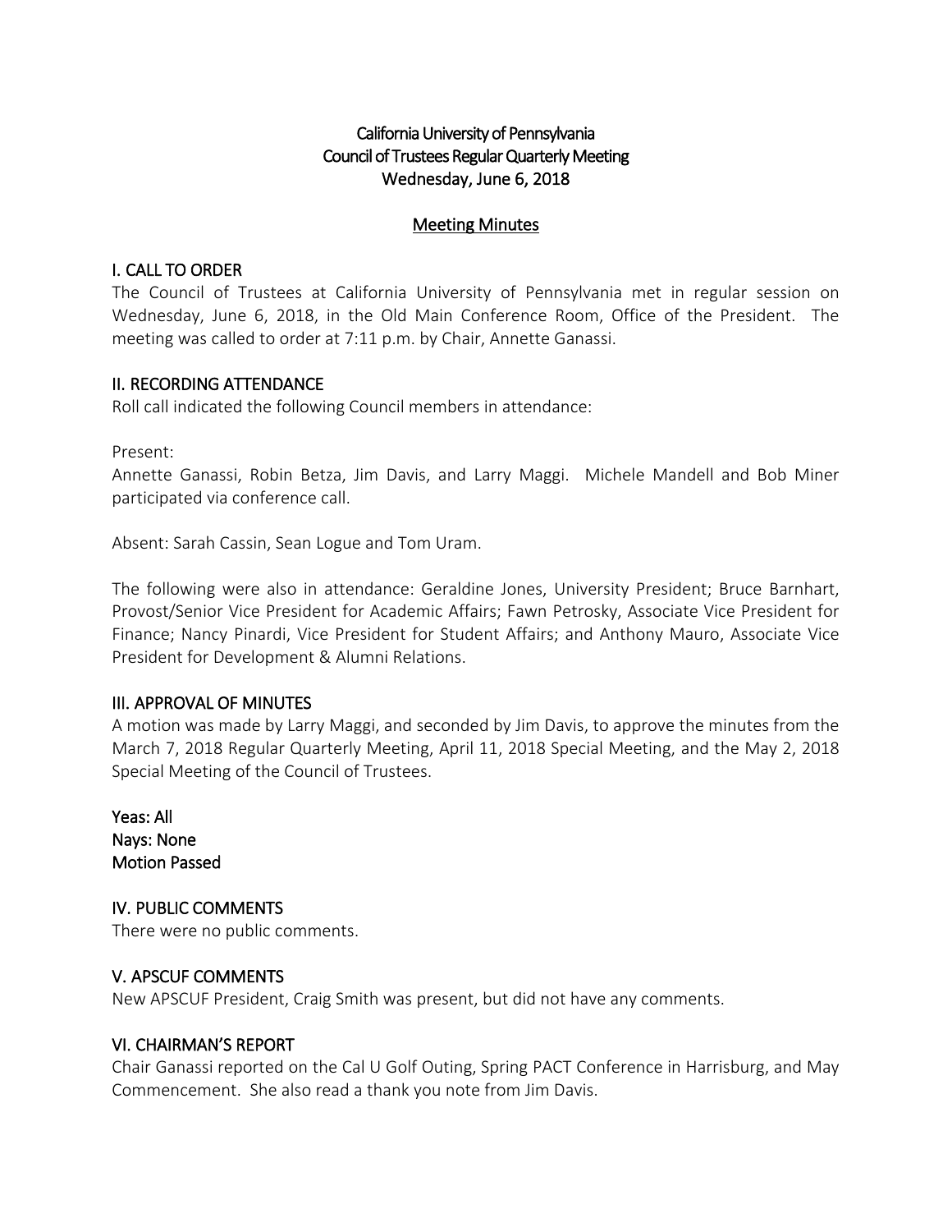# California University of Pennsylvania
## Council of Trustees Regular Quarterly Meeting
### Wednesday, June 6, 2018

**Meeting Minutes**

## I. CALL TO ORDER

The Council of Trustees at California University of Pennsylvania met in regular session on Wednesday, June 6, 2018, in the Old Main Conference Room, Office of the President. The meeting was called to order at 7:11 p.m. by Chair, Annette Ganassi.

## II. RECORDING ATTENDANCE

Roll call indicated the following Council members in attendance:

Present:
Annette Ganassi, Robin Betza, Jim Davis, and Larry Maggi. Michele Mandell and Bob Miner participated via conference call.

Absent: Sarah Cassin, Sean Logue and Tom Uram.

The following were also in attendance: Geraldine Jones, University President; Bruce Barnhart, Provost/Senior Vice President for Academic Affairs; Fawn Petrosky, Associate Vice President for Finance; Nancy Pinardi, Vice President for Student Affairs; and Anthony Mauro, Associate Vice President for Development & Alumni Relations.

## III. APPROVAL OF MINUTES

A motion was made by Larry Maggi, and seconded by Jim Davis, to approve the minutes from the March 7, 2018 Regular Quarterly Meeting, April 11, 2018 Special Meeting, and the May 2, 2018 Special Meeting of the Council of Trustees.

Yeas: All
Nays: None
Motion Passed

## IV. PUBLIC COMMENTS

There were no public comments.

## V. APSCUF COMMENTS

New APSCUF President, Craig Smith was present, but did not have any comments.

## VI. CHAIRMAN'S REPORT

Chair Ganassi reported on the Cal U Golf Outing, Spring PACT Conference in Harrisburg, and May Commencement. She also read a thank you note from Jim Davis.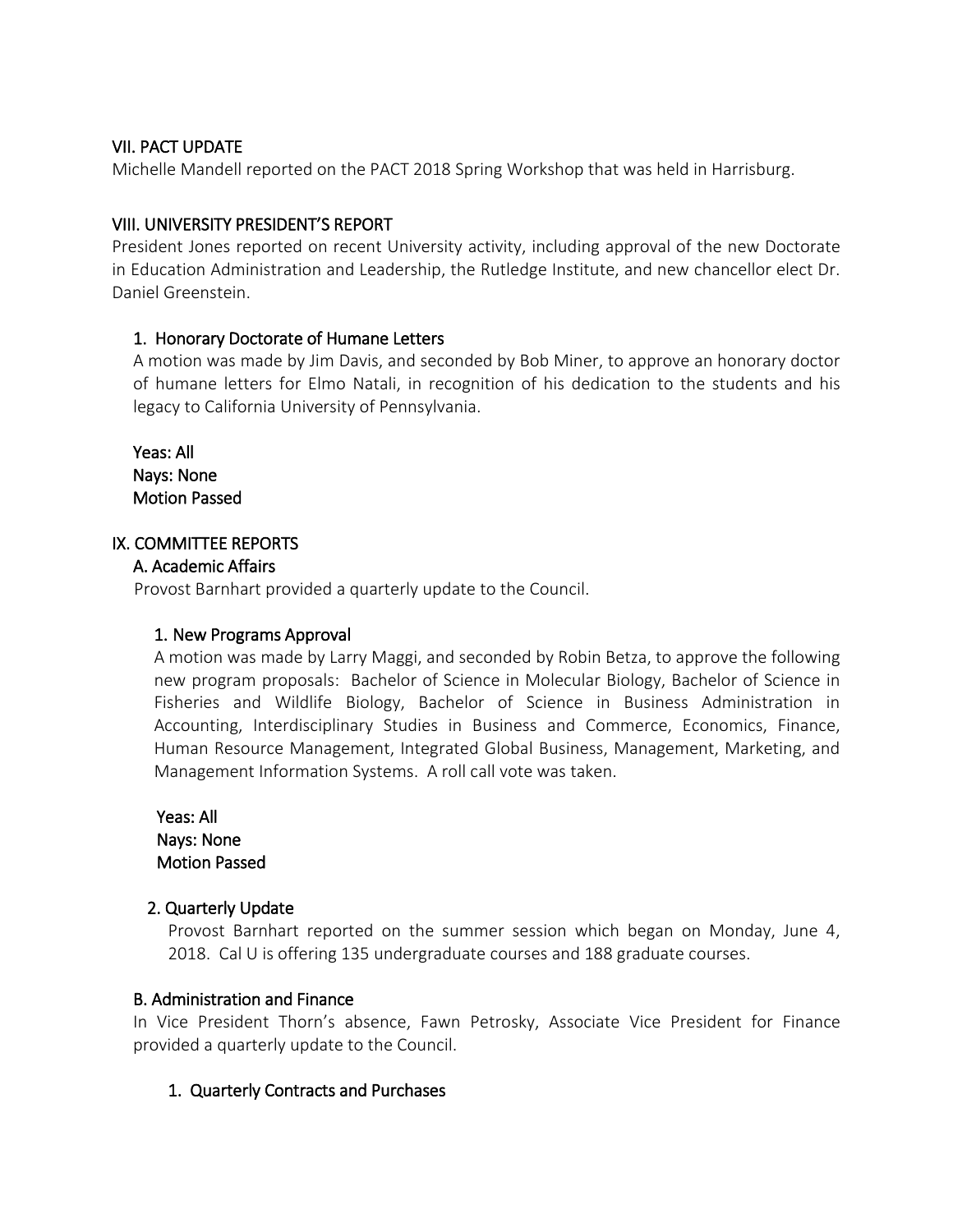## VII. PACT UPDATE

Michelle Mandell reported on the PACT 2018 Spring Workshop that was held in Harrisburg.

## VIII. UNIVERSITY PRESIDENT'S REPORT

President Jones reported on recent University activity, including approval of the new Doctorate in Education Administration and Leadership, the Rutledge Institute, and new chancellor elect Dr. Daniel Greenstein.

### 1. Honorary Doctorate of Humane Letters

A motion was made by Jim Davis, and seconded by Bob Miner, to approve an honorary doctor of humane letters for Elmo Natali, in recognition of his dedication to the students and his legacy to California University of Pennsylvania.

**Yeas: All**
**Nays: None**
**Motion Passed**

## IX. COMMITTEE REPORTS

### A. Academic Affairs

Provost Barnhart provided a quarterly update to the Council.

#### 1. New Programs Approval

A motion was made by Larry Maggi, and seconded by Robin Betza, to approve the following new program proposals: Bachelor of Science in Molecular Biology, Bachelor of Science in Fisheries and Wildlife Biology, Bachelor of Science in Business Administration in Accounting, Interdisciplinary Studies in Business and Commerce, Economics, Finance, Human Resource Management, Integrated Global Business, Management, Marketing, and Management Information Systems. A roll call vote was taken.

**Yeas: All**
**Nays: None**
**Motion Passed**

#### 2. Quarterly Update

Provost Barnhart reported on the summer session which began on Monday, June 4, 2018. Cal U is offering 135 undergraduate courses and 188 graduate courses.

### B. Administration and Finance

In Vice President Thorn's absence, Fawn Petrosky, Associate Vice President for Finance provided a quarterly update to the Council.

#### 1. Quarterly Contracts and Purchases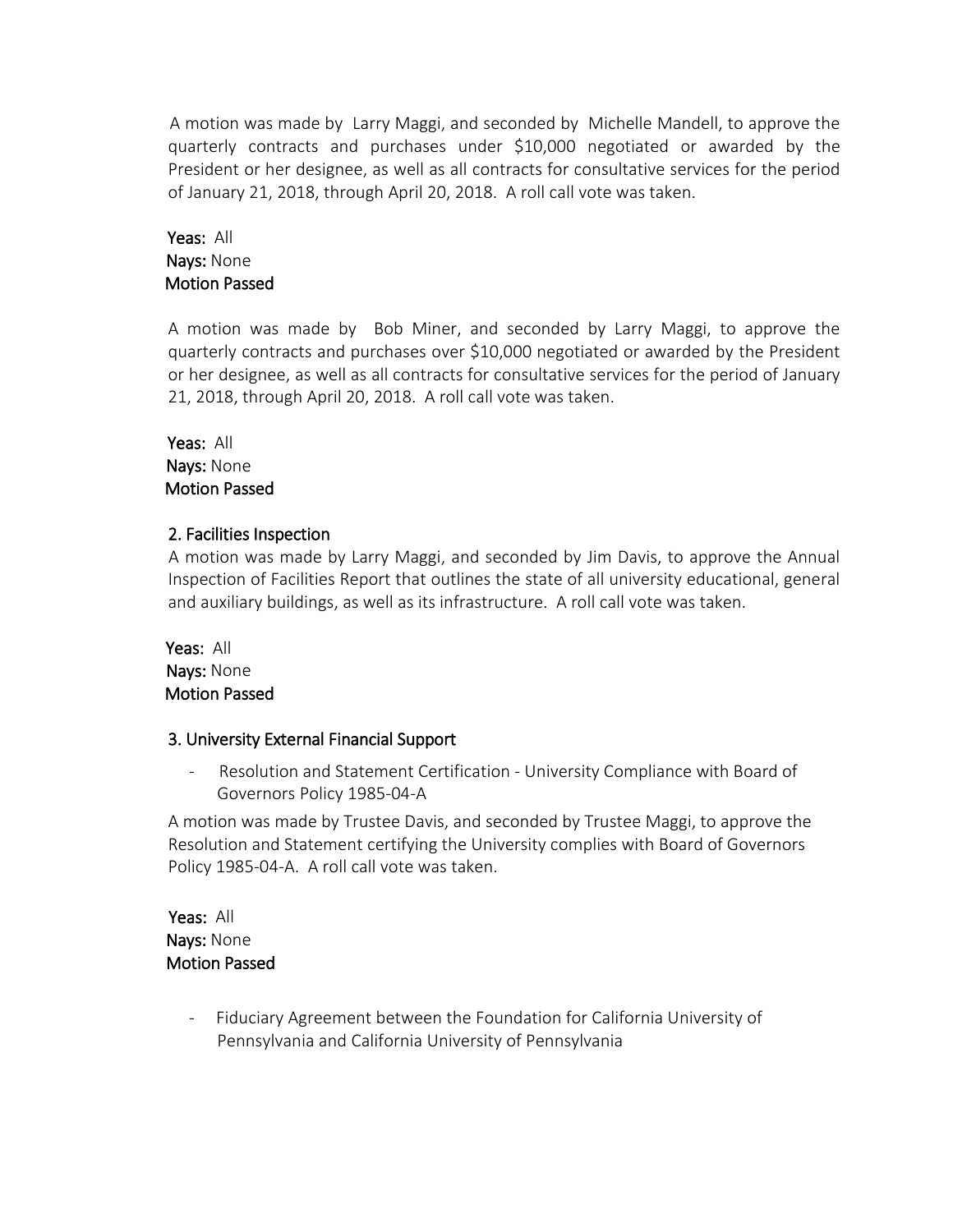A motion was made by Larry Maggi, and seconded by Michelle Mandell, to approve the quarterly contracts and purchases under $10,000 negotiated or awarded by the President or her designee, as well as all contracts for consultative services for the period of January 21, 2018, through April 20, 2018. A roll call vote was taken.

**Yeas:** All
**Nays:** None
**Motion Passed**

A motion was made by Bob Miner, and seconded by Larry Maggi, to approve the quarterly contracts and purchases over $10,000 negotiated or awarded by the President or her designee, as well as all contracts for consultative services for the period of January 21, 2018, through April 20, 2018. A roll call vote was taken.

**Yeas:** All
**Nays:** None
**Motion Passed**

**2. Facilities Inspection**

A motion was made by Larry Maggi, and seconded by Jim Davis, to approve the Annual Inspection of Facilities Report that outlines the state of all university educational, general and auxiliary buildings, as well as its infrastructure. A roll call vote was taken.

**Yeas:** All
**Nays:** None
**Motion Passed**

**3. University External Financial Support**

- Resolution and Statement Certification - University Compliance with Board of Governors Policy 1985-04-A

A motion was made by Trustee Davis, and seconded by Trustee Maggi, to approve the Resolution and Statement certifying the University complies with Board of Governors Policy 1985-04-A. A roll call vote was taken.

**Yeas:** All
**Nays:** None
**Motion Passed**

- Fiduciary Agreement between the Foundation for California University of Pennsylvania and California University of Pennsylvania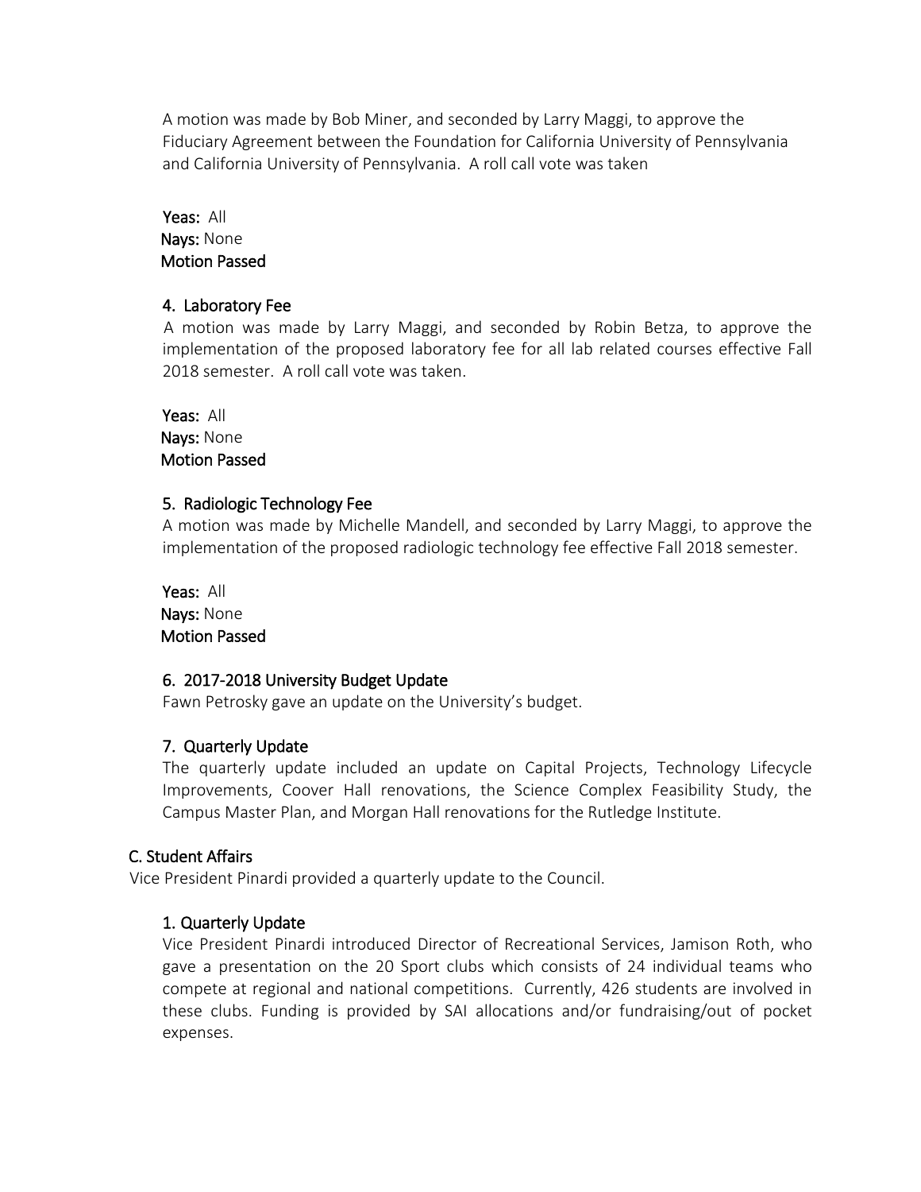A motion was made by Bob Miner, and seconded by Larry Maggi, to approve the Fiduciary Agreement between the Foundation for California University of Pennsylvania and California University of Pennsylvania. A roll call vote was taken

**Yeas:** All
**Nays:** None
**Motion Passed**

### 4. Laboratory Fee

A motion was made by Larry Maggi, and seconded by Robin Betza, to approve the implementation of the proposed laboratory fee for all lab related courses effective Fall 2018 semester. A roll call vote was taken.

**Yeas:** All
**Nays:** None
**Motion Passed**

### 5. Radiologic Technology Fee

A motion was made by Michelle Mandell, and seconded by Larry Maggi, to approve the implementation of the proposed radiologic technology fee effective Fall 2018 semester.

**Yeas:** All
**Nays:** None
**Motion Passed**

### 6. 2017-2018 University Budget Update

Fawn Petrosky gave an update on the University's budget.

### 7. Quarterly Update

The quarterly update included an update on Capital Projects, Technology Lifecycle Improvements, Coover Hall renovations, the Science Complex Feasibility Study, the Campus Master Plan, and Morgan Hall renovations for the Rutledge Institute.

## C. Student Affairs

Vice President Pinardi provided a quarterly update to the Council.

### 1. Quarterly Update

Vice President Pinardi introduced Director of Recreational Services, Jamison Roth, who gave a presentation on the 20 Sport clubs which consists of 24 individual teams who compete at regional and national competitions. Currently, 426 students are involved in these clubs. Funding is provided by SAI allocations and/or fundraising/out of pocket expenses.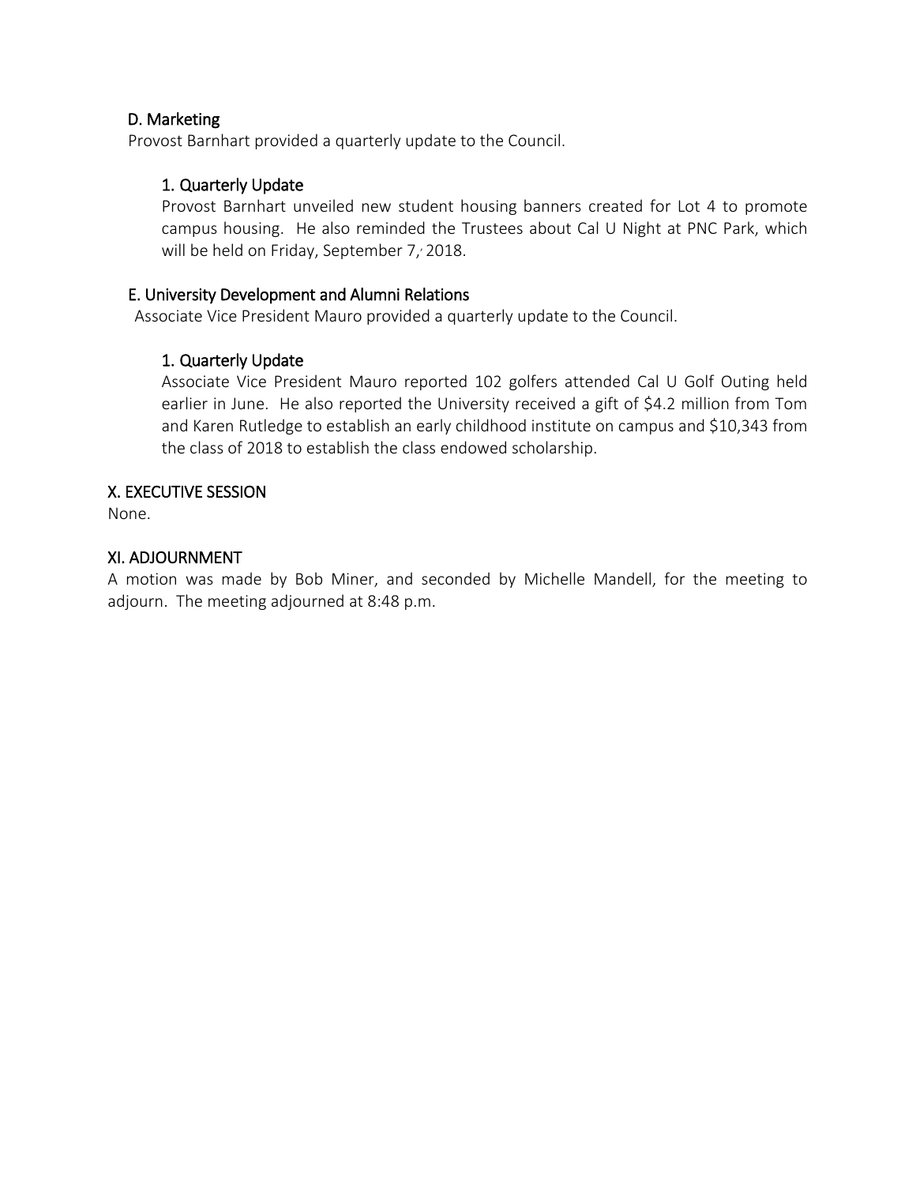### D. Marketing

Provost Barnhart provided a quarterly update to the Council.

#### 1. Quarterly Update

Provost Barnhart unveiled new student housing banners created for Lot 4 to promote campus housing. He also reminded the Trustees about Cal U Night at PNC Park, which will be held on Friday, September 7, 2018.

### E. University Development and Alumni Relations

Associate Vice President Mauro provided a quarterly update to the Council.

#### 1. Quarterly Update

Associate Vice President Mauro reported 102 golfers attended Cal U Golf Outing held earlier in June. He also reported the University received a gift of $4.2 million from Tom and Karen Rutledge to establish an early childhood institute on campus and $10,343 from the class of 2018 to establish the class endowed scholarship.

## X. EXECUTIVE SESSION

None.

## XI. ADJOURNMENT

A motion was made by Bob Miner, and seconded by Michelle Mandell, for the meeting to adjourn. The meeting adjourned at 8:48 p.m.